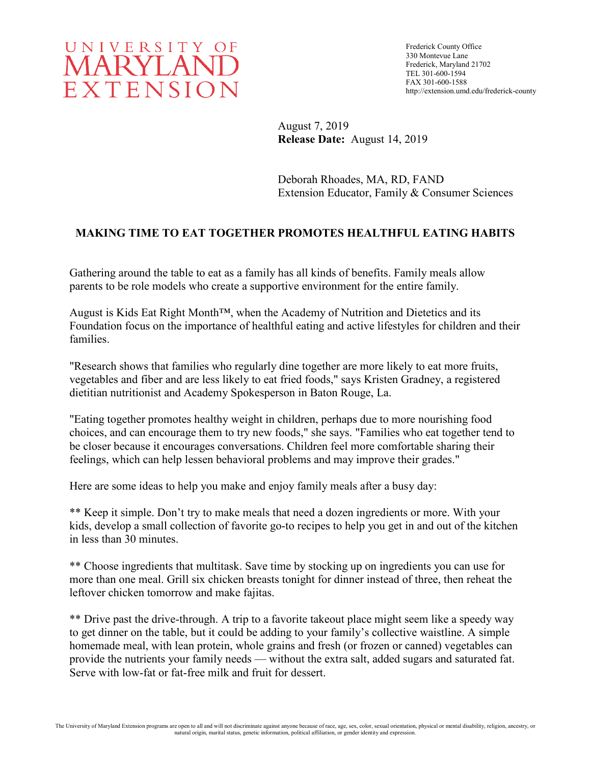UNIVERSITY OF MARYLAND EXTENSION

Frederick County Office
330 Montevue Lane
Frederick, Maryland 21702
TEL 301-600-1594
FAX 301-600-1588
http://extension.umd.edu/frederick-county

August 7, 2019
**Release Date:** August 14, 2019

Deborah Rhoades, MA, RD, FAND
Extension Educator, Family & Consumer Sciences

**MAKING TIME TO EAT TOGETHER PROMOTES HEALTHFUL EATING HABITS**

Gathering around the table to eat as a family has all kinds of benefits. Family meals allow parents to be role models who create a supportive environment for the entire family.

August is Kids Eat Right Month™, when the Academy of Nutrition and Dietetics and its Foundation focus on the importance of healthful eating and active lifestyles for children and their families.

"Research shows that families who regularly dine together are more likely to eat more fruits, vegetables and fiber and are less likely to eat fried foods," says Kristen Gradney, a registered dietitian nutritionist and Academy Spokesperson in Baton Rouge, La.

"Eating together promotes healthy weight in children, perhaps due to more nourishing food choices, and can encourage them to try new foods," she says. "Families who eat together tend to be closer because it encourages conversations. Children feel more comfortable sharing their feelings, which can help lessen behavioral problems and may improve their grades."

Here are some ideas to help you make and enjoy family meals after a busy day:

** Keep it simple. Don't try to make meals that need a dozen ingredients or more. With your kids, develop a small collection of favorite go-to recipes to help you get in and out of the kitchen in less than 30 minutes.

** Choose ingredients that multitask. Save time by stocking up on ingredients you can use for more than one meal. Grill six chicken breasts tonight for dinner instead of three, then reheat the leftover chicken tomorrow and make fajitas.

** Drive past the drive-through. A trip to a favorite takeout place might seem like a speedy way to get dinner on the table, but it could be adding to your family's collective waistline. A simple homemade meal, with lean protein, whole grains and fresh (or frozen or canned) vegetables can provide the nutrients your family needs — without the extra salt, added sugars and saturated fat. Serve with low-fat or fat-free milk and fruit for dessert.

The University of Maryland Extension programs are open to all and will not discriminate against anyone because of race, age, sex, color, sexual orientation, physical or mental disability, religion, ancestry, or natural origin, marital status, genetic information, political affiliation, or gender identity and expression.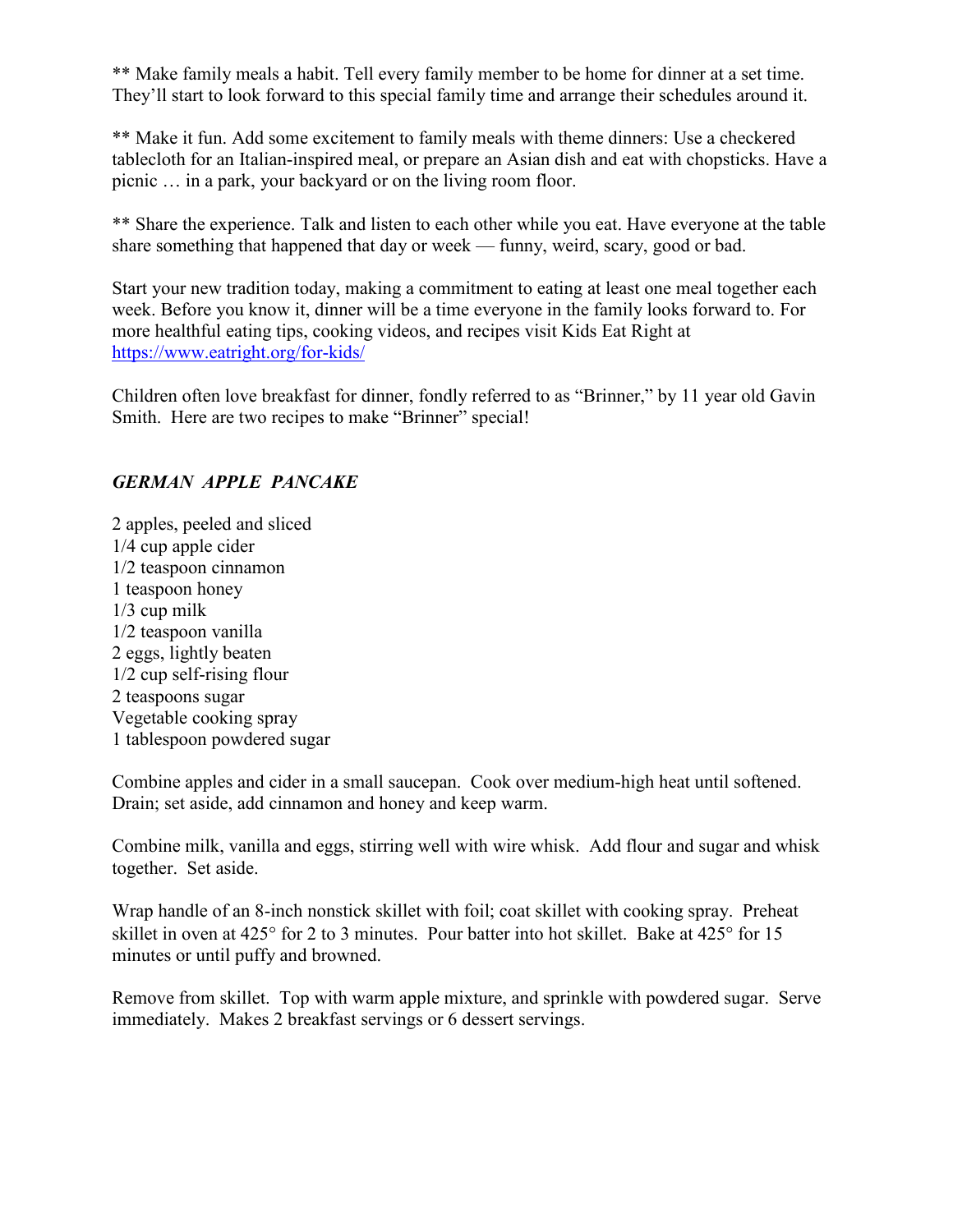** Make family meals a habit. Tell every family member to be home for dinner at a set time. They'll start to look forward to this special family time and arrange their schedules around it.

** Make it fun. Add some excitement to family meals with theme dinners: Use a checkered tablecloth for an Italian-inspired meal, or prepare an Asian dish and eat with chopsticks. Have a picnic … in a park, your backyard or on the living room floor.

** Share the experience. Talk and listen to each other while you eat. Have everyone at the table share something that happened that day or week — funny, weird, scary, good or bad.

Start your new tradition today, making a commitment to eating at least one meal together each week. Before you know it, dinner will be a time everyone in the family looks forward to. For more healthful eating tips, cooking videos, and recipes visit Kids Eat Right at https://www.eatright.org/for-kids/

Children often love breakfast for dinner, fondly referred to as "Brinner," by 11 year old Gavin Smith. Here are two recipes to make "Brinner" special!

### *GERMAN APPLE PANCAKE*

2 apples, peeled and sliced
1/4 cup apple cider
1/2 teaspoon cinnamon
1 teaspoon honey
1/3 cup milk
1/2 teaspoon vanilla
2 eggs, lightly beaten
1/2 cup self-rising flour
2 teaspoons sugar
Vegetable cooking spray
1 tablespoon powdered sugar

Combine apples and cider in a small saucepan. Cook over medium-high heat until softened. Drain; set aside, add cinnamon and honey and keep warm.

Combine milk, vanilla and eggs, stirring well with wire whisk. Add flour and sugar and whisk together. Set aside.

Wrap handle of an 8-inch nonstick skillet with foil; coat skillet with cooking spray. Preheat skillet in oven at 425° for 2 to 3 minutes. Pour batter into hot skillet. Bake at 425° for 15 minutes or until puffy and browned.

Remove from skillet. Top with warm apple mixture, and sprinkle with powdered sugar. Serve immediately. Makes 2 breakfast servings or 6 dessert servings.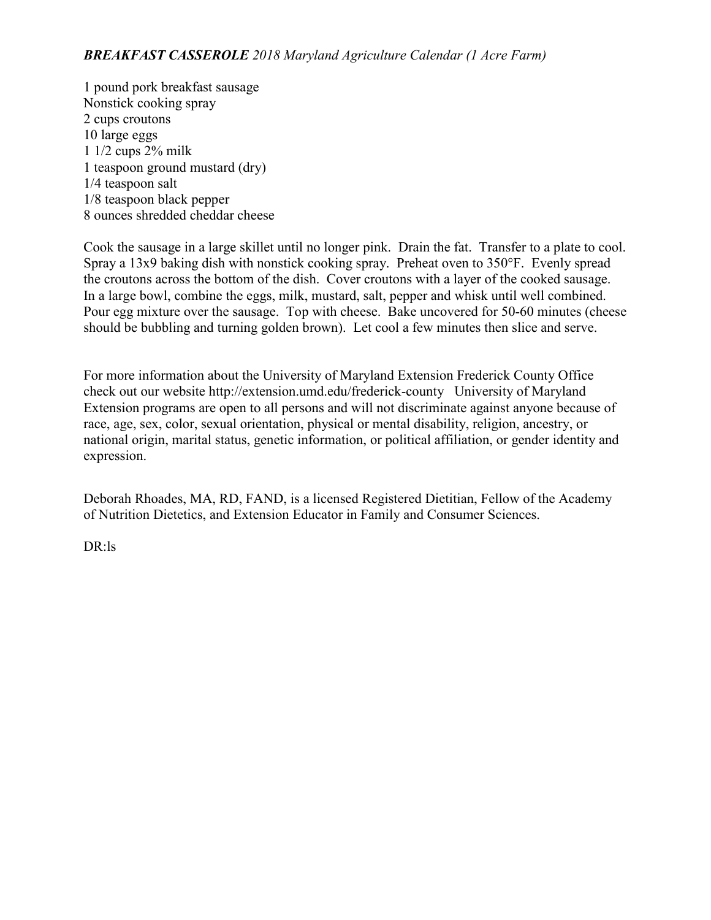***BREAKFAST CASSEROLE*** *2018 Maryland Agriculture Calendar (1 Acre Farm)*

1 pound pork breakfast sausage
Nonstick cooking spray
2 cups croutons
10 large eggs
1 1/2 cups 2% milk
1 teaspoon ground mustard (dry)
1/4 teaspoon salt
1/8 teaspoon black pepper
8 ounces shredded cheddar cheese

Cook the sausage in a large skillet until no longer pink. Drain the fat. Transfer to a plate to cool. Spray a 13x9 baking dish with nonstick cooking spray. Preheat oven to 350°F. Evenly spread the croutons across the bottom of the dish. Cover croutons with a layer of the cooked sausage. In a large bowl, combine the eggs, milk, mustard, salt, pepper and whisk until well combined. Pour egg mixture over the sausage. Top with cheese. Bake uncovered for 50-60 minutes (cheese should be bubbling and turning golden brown). Let cool a few minutes then slice and serve.

For more information about the University of Maryland Extension Frederick County Office check out our website http://extension.umd.edu/frederick-county University of Maryland Extension programs are open to all persons and will not discriminate against anyone because of race, age, sex, color, sexual orientation, physical or mental disability, religion, ancestry, or national origin, marital status, genetic information, or political affiliation, or gender identity and expression.

Deborah Rhoades, MA, RD, FAND, is a licensed Registered Dietitian, Fellow of the Academy of Nutrition Dietetics, and Extension Educator in Family and Consumer Sciences.

DR:ls